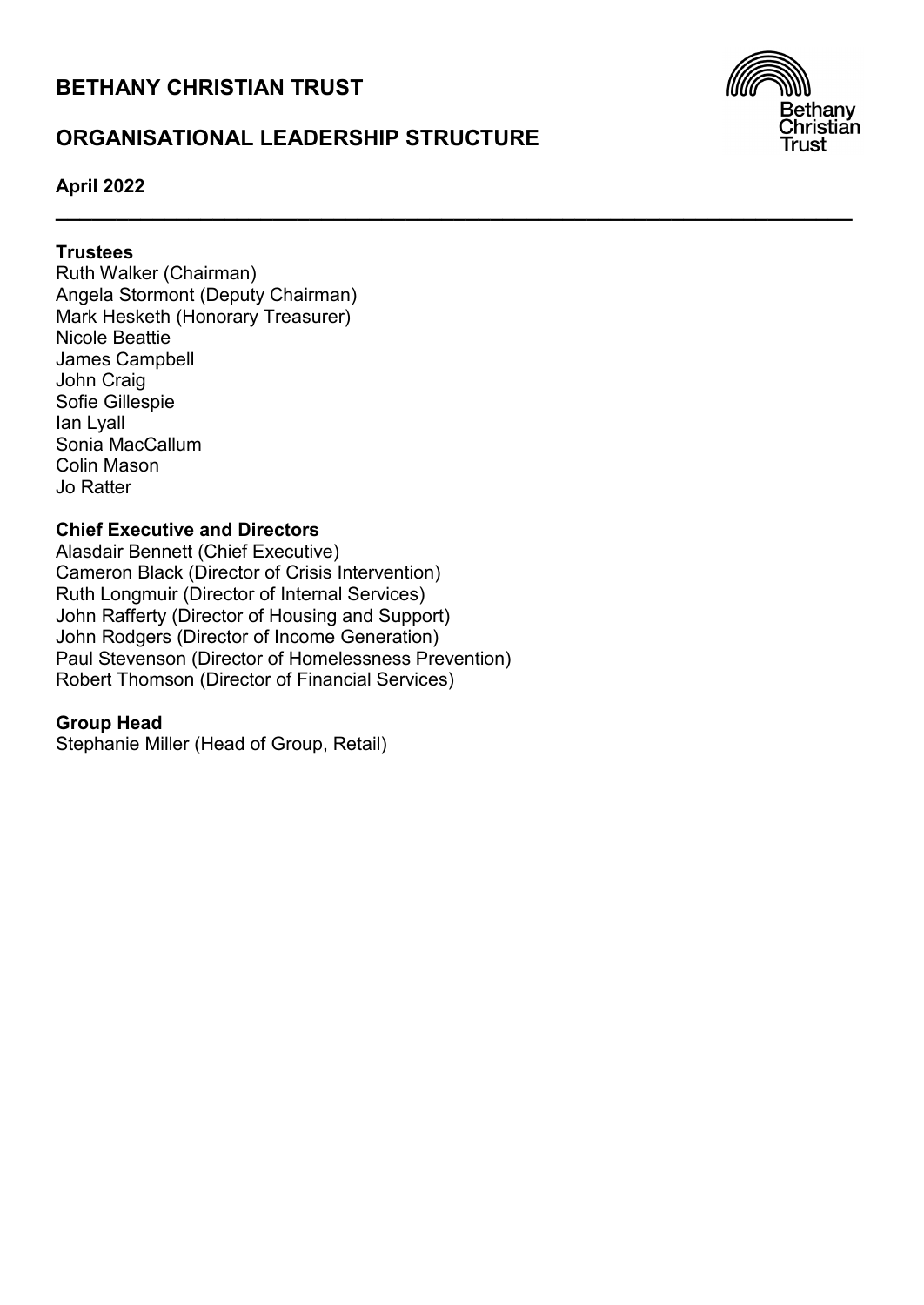# BETHANY CHRISTIAN TRUST

## ORGANISATIONAL LEADERSHIP STRUCTURE

**April 2022**

---

**Trustees**

Ruth Walker (Chairman)
Angela Stormont (Deputy Chairman)
Mark Hesketh (Honorary Treasurer)
Nicole Beattie
James Campbell
John Craig
Sofie Gillespie
Ian Lyall
Sonia MacCallum
Colin Mason
Jo Ratter

**Chief Executive and Directors**

Alasdair Bennett (Chief Executive)
Cameron Black (Director of Crisis Intervention)
Ruth Longmuir (Director of Internal Services)
John Rafferty (Director of Housing and Support)
John Rodgers (Director of Income Generation)
Paul Stevenson (Director of Homelessness Prevention)
Robert Thomson (Director of Financial Services)

**Group Head**

Stephanie Miller (Head of Group, Retail)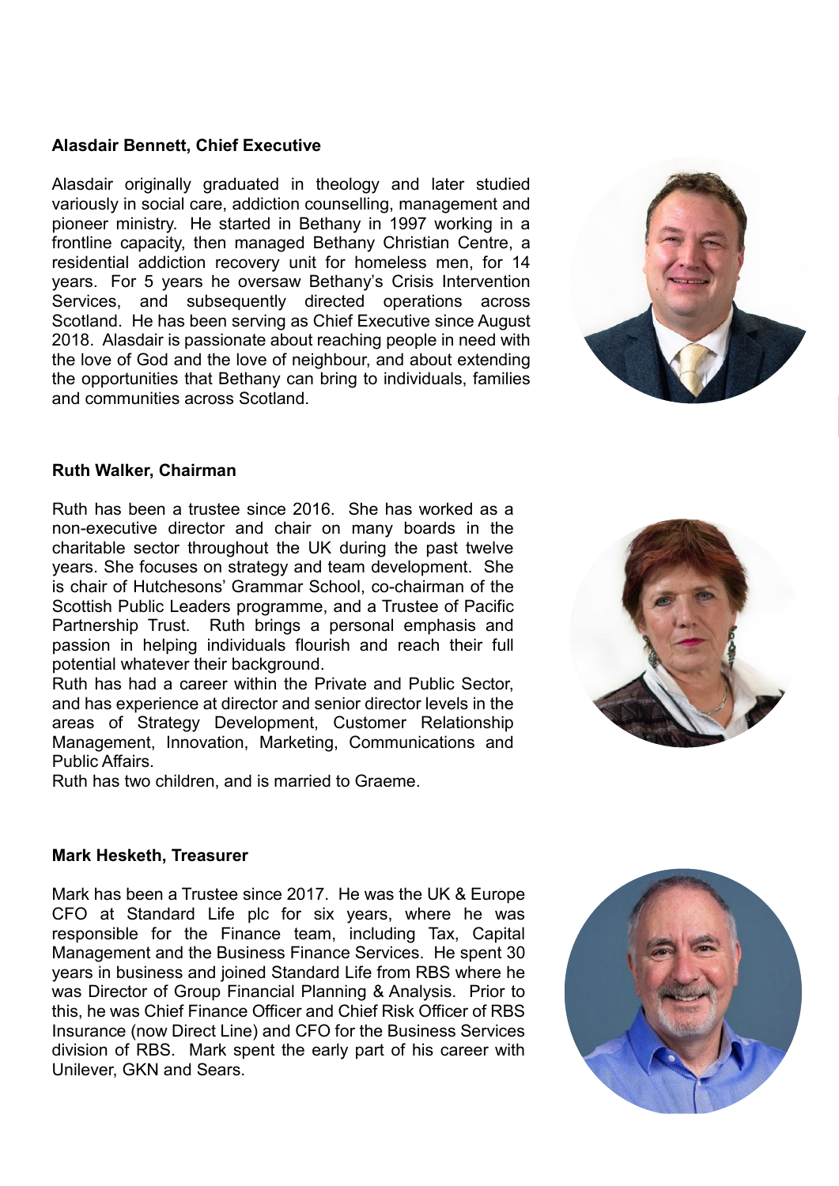**Alasdair Bennett, Chief Executive**

Alasdair originally graduated in theology and later studied variously in social care, addiction counselling, management and pioneer ministry. He started in Bethany in 1997 working in a frontline capacity, then managed Bethany Christian Centre, a residential addiction recovery unit for homeless men, for 14 years. For 5 years he oversaw Bethany's Crisis Intervention Services, and subsequently directed operations across Scotland. He has been serving as Chief Executive since August 2018. Alasdair is passionate about reaching people in need with the love of God and the love of neighbour, and about extending the opportunities that Bethany can bring to individuals, families and communities across Scotland.

**Ruth Walker, Chairman**

Ruth has been a trustee since 2016. She has worked as a non-executive director and chair on many boards in the charitable sector throughout the UK during the past twelve years. She focuses on strategy and team development. She is chair of Hutchesons' Grammar School, co-chairman of the Scottish Public Leaders programme, and a Trustee of Pacific Partnership Trust. Ruth brings a personal emphasis and passion in helping individuals flourish and reach their full potential whatever their background.

Ruth has had a career within the Private and Public Sector, and has experience at director and senior director levels in the areas of Strategy Development, Customer Relationship Management, Innovation, Marketing, Communications and Public Affairs.

Ruth has two children, and is married to Graeme.

**Mark Hesketh, Treasurer**

Mark has been a Trustee since 2017. He was the UK & Europe CFO at Standard Life plc for six years, where he was responsible for the Finance team, including Tax, Capital Management and the Business Finance Services. He spent 30 years in business and joined Standard Life from RBS where he was Director of Group Financial Planning & Analysis. Prior to this, he was Chief Finance Officer and Chief Risk Officer of RBS Insurance (now Direct Line) and CFO for the Business Services division of RBS. Mark spent the early part of his career with Unilever, GKN and Sears.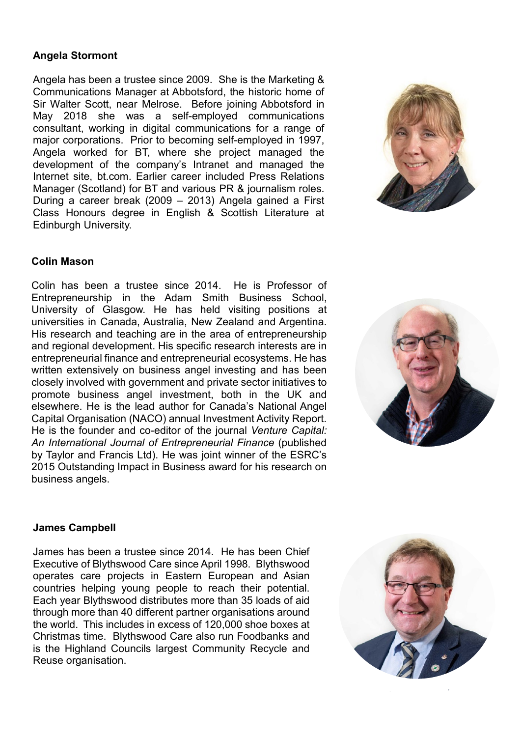**Angela Stormont**

Angela has been a trustee since 2009. She is the Marketing & Communications Manager at Abbotsford, the historic home of Sir Walter Scott, near Melrose. Before joining Abbotsford in May 2018 she was a self-employed communications consultant, working in digital communications for a range of major corporations. Prior to becoming self-employed in 1997, Angela worked for BT, where she project managed the development of the company's Intranet and managed the Internet site, bt.com. Earlier career included Press Relations Manager (Scotland) for BT and various PR & journalism roles. During a career break (2009 – 2013) Angela gained a First Class Honours degree in English & Scottish Literature at Edinburgh University.

**Colin Mason**

Colin has been a trustee since 2014. He is Professor of Entrepreneurship in the Adam Smith Business School, University of Glasgow. He has held visiting positions at universities in Canada, Australia, New Zealand and Argentina. His research and teaching are in the area of entrepreneurship and regional development. His specific research interests are in entrepreneurial finance and entrepreneurial ecosystems. He has written extensively on business angel investing and has been closely involved with government and private sector initiatives to promote business angel investment, both in the UK and elsewhere. He is the lead author for Canada's National Angel Capital Organisation (NACO) annual Investment Activity Report. He is the founder and co-editor of the journal *Venture Capital: An International Journal of Entrepreneurial Finance* (published by Taylor and Francis Ltd). He was joint winner of the ESRC's 2015 Outstanding Impact in Business award for his research on business angels.

**James Campbell**

James has been a trustee since 2014. He has been Chief Executive of Blythswood Care since April 1998. Blythswood operates care projects in Eastern European and Asian countries helping young people to reach their potential. Each year Blythswood distributes more than 35 loads of aid through more than 40 different partner organisations around the world. This includes in excess of 120,000 shoe boxes at Christmas time. Blythswood Care also run Foodbanks and is the Highland Councils largest Community Recycle and Reuse organisation.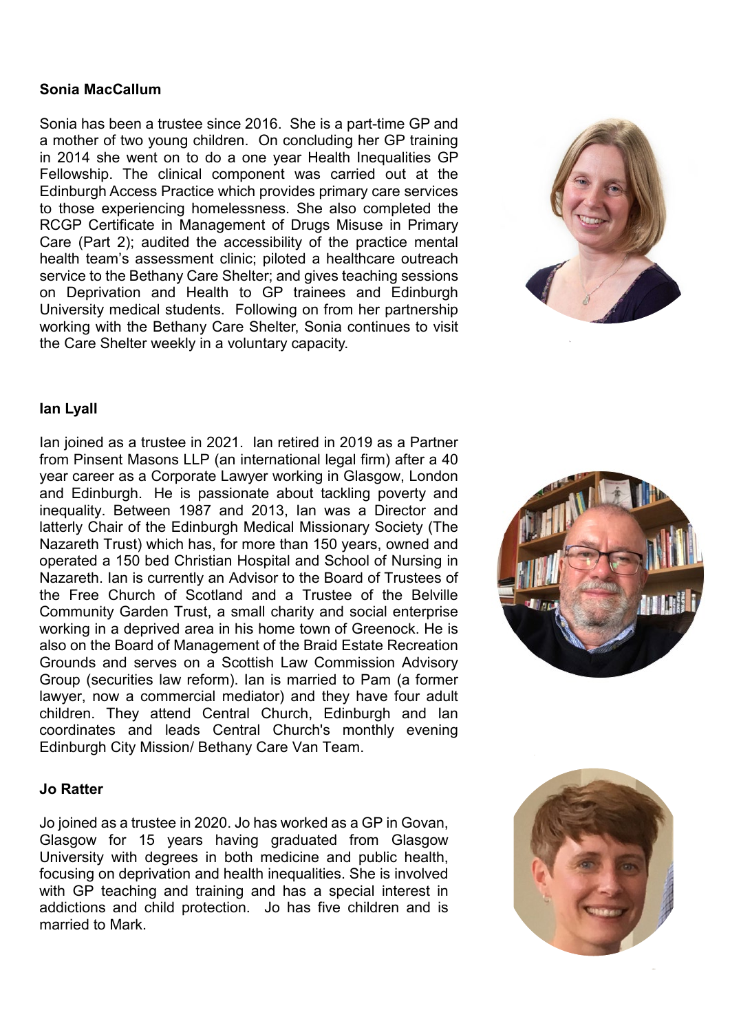**Sonia MacCallum**

Sonia has been a trustee since 2016. She is a part-time GP and a mother of two young children. On concluding her GP training in 2014 she went on to do a one year Health Inequalities GP Fellowship. The clinical component was carried out at the Edinburgh Access Practice which provides primary care services to those experiencing homelessness. She also completed the RCGP Certificate in Management of Drugs Misuse in Primary Care (Part 2); audited the accessibility of the practice mental health team's assessment clinic; piloted a healthcare outreach service to the Bethany Care Shelter; and gives teaching sessions on Deprivation and Health to GP trainees and Edinburgh University medical students. Following on from her partnership working with the Bethany Care Shelter, Sonia continues to visit the Care Shelter weekly in a voluntary capacity.

**Ian Lyall**

Ian joined as a trustee in 2021. Ian retired in 2019 as a Partner from Pinsent Masons LLP (an international legal firm) after a 40 year career as a Corporate Lawyer working in Glasgow, London and Edinburgh. He is passionate about tackling poverty and inequality. Between 1987 and 2013, Ian was a Director and latterly Chair of the Edinburgh Medical Missionary Society (The Nazareth Trust) which has, for more than 150 years, owned and operated a 150 bed Christian Hospital and School of Nursing in Nazareth. Ian is currently an Advisor to the Board of Trustees of the Free Church of Scotland and a Trustee of the Belville Community Garden Trust, a small charity and social enterprise working in a deprived area in his home town of Greenock. He is also on the Board of Management of the Braid Estate Recreation Grounds and serves on a Scottish Law Commission Advisory Group (securities law reform). Ian is married to Pam (a former lawyer, now a commercial mediator) and they have four adult children. They attend Central Church, Edinburgh and Ian coordinates and leads Central Church's monthly evening Edinburgh City Mission/ Bethany Care Van Team.

**Jo Ratter**

Jo joined as a trustee in 2020. Jo has worked as a GP in Govan, Glasgow for 15 years having graduated from Glasgow University with degrees in both medicine and public health, focusing on deprivation and health inequalities. She is involved with GP teaching and training and has a special interest in addictions and child protection. Jo has five children and is married to Mark.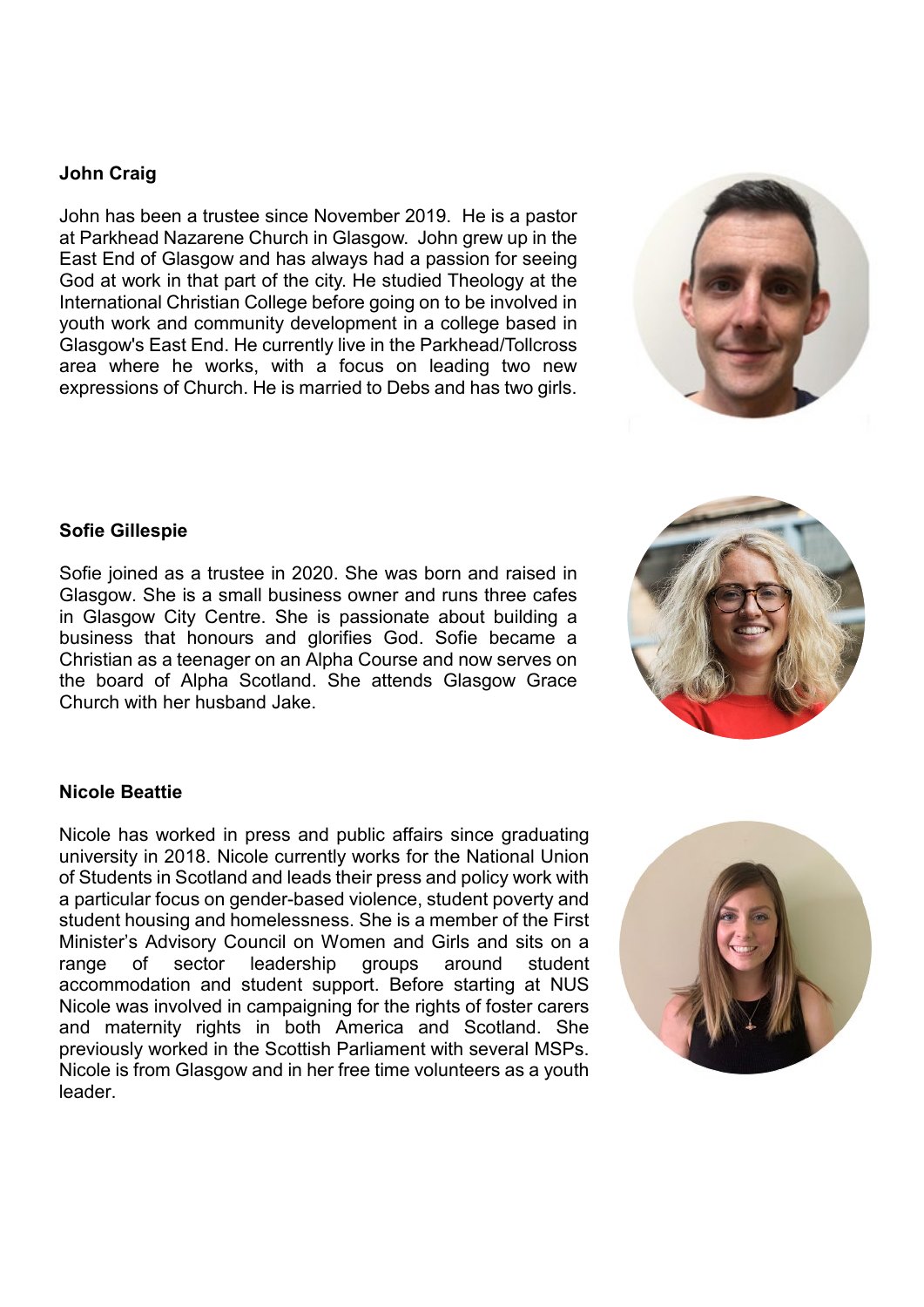**John Craig**

John has been a trustee since November 2019. He is a pastor at Parkhead Nazarene Church in Glasgow. John grew up in the East End of Glasgow and has always had a passion for seeing God at work in that part of the city. He studied Theology at the International Christian College before going on to be involved in youth work and community development in a college based in Glasgow's East End. He currently live in the Parkhead/Tollcross area where he works, with a focus on leading two new expressions of Church. He is married to Debs and has two girls.

**Sofie Gillespie**

Sofie joined as a trustee in 2020. She was born and raised in Glasgow. She is a small business owner and runs three cafes in Glasgow City Centre. She is passionate about building a business that honours and glorifies God. Sofie became a Christian as a teenager on an Alpha Course and now serves on the board of Alpha Scotland. She attends Glasgow Grace Church with her husband Jake.

**Nicole Beattie**

Nicole has worked in press and public affairs since graduating university in 2018. Nicole currently works for the National Union of Students in Scotland and leads their press and policy work with a particular focus on gender-based violence, student poverty and student housing and homelessness. She is a member of the First Minister's Advisory Council on Women and Girls and sits on a range of sector leadership groups around student accommodation and student support. Before starting at NUS Nicole was involved in campaigning for the rights of foster carers and maternity rights in both America and Scotland. She previously worked in the Scottish Parliament with several MSPs. Nicole is from Glasgow and in her free time volunteers as a youth leader.